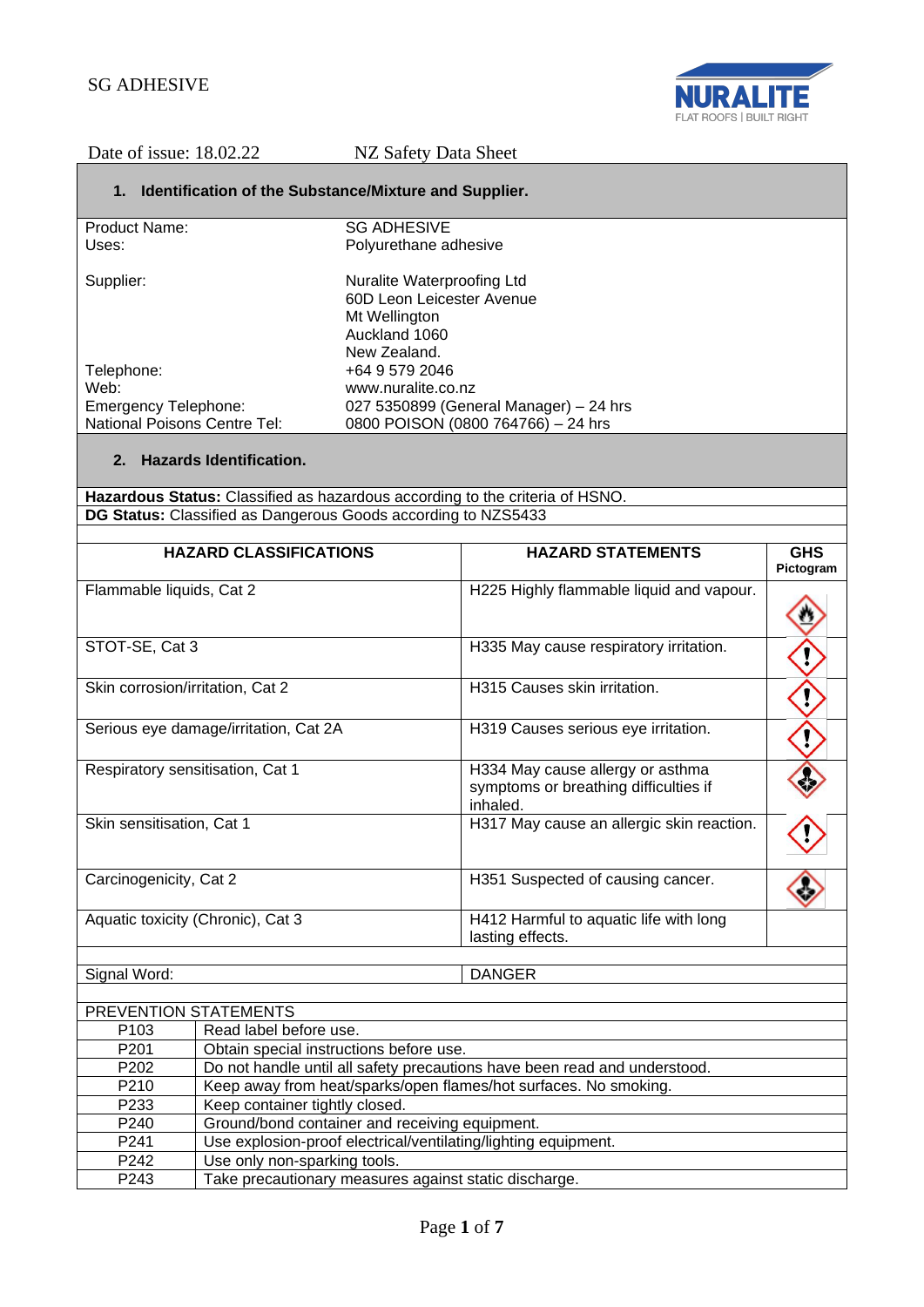SG ADHESIVE

Date of issue: 18.02.22 NZ Safety Data Sheet

## 1. Identification of the Substance/Mixture and Supplier.

| | |
|---|---|
| Product Name: | SG ADHESIVE |
| Uses: | Polyurethane adhesive |
| Supplier: | Nuralite Waterproofing Ltd<br>60D Leon Leicester Avenue<br>Mt Wellington<br>Auckland 1060<br>New Zealand. |
| Telephone: | +64 9 579 2046 |
| Web: | www.nuralite.co.nz |
| Emergency Telephone: | 027 5350899 (General Manager) – 24 hrs |
| National Poisons Centre Tel: | 0800 POISON (0800 764766) – 24 hrs |

## 2. Hazards Identification.

**Hazardous Status:** Classified as hazardous according to the criteria of HSNO.

**DG Status:** Classified as Dangerous Goods according to NZS5433

| HAZARD CLASSIFICATIONS | HAZARD STATEMENTS | GHS Pictogram |
|---|---|---|
| Flammable liquids, Cat 2 | H225 Highly flammable liquid and vapour. | Flame |
| STOT-SE, Cat 3 | H335 May cause respiratory irritation. | Exclamation mark |
| Skin corrosion/irritation, Cat 2 | H315 Causes skin irritation. | Exclamation mark |
| Serious eye damage/irritation, Cat 2A | H319 Causes serious eye irritation. | Exclamation mark |
| Respiratory sensitisation, Cat 1 | H334 May cause allergy or asthma symptoms or breathing difficulties if inhaled. | Health hazard |
| Skin sensitisation, Cat 1 | H317 May cause an allergic skin reaction. | Exclamation mark |
| Carcinogenicity, Cat 2 | H351 Suspected of causing cancer. | Health hazard |
| Aquatic toxicity (Chronic), Cat 3 | H412 Harmful to aquatic life with long lasting effects. | |

| | |
|---|---|
| Signal Word: | DANGER |

PREVENTION STATEMENTS

| | |
|---|---|
| P103 | Read label before use. |
| P201 | Obtain special instructions before use. |
| P202 | Do not handle until all safety precautions have been read and understood. |
| P210 | Keep away from heat/sparks/open flames/hot surfaces. No smoking. |
| P233 | Keep container tightly closed. |
| P240 | Ground/bond container and receiving equipment. |
| P241 | Use explosion-proof electrical/ventilating/lighting equipment. |
| P242 | Use only non-sparking tools. |
| P243 | Take precautionary measures against static discharge. |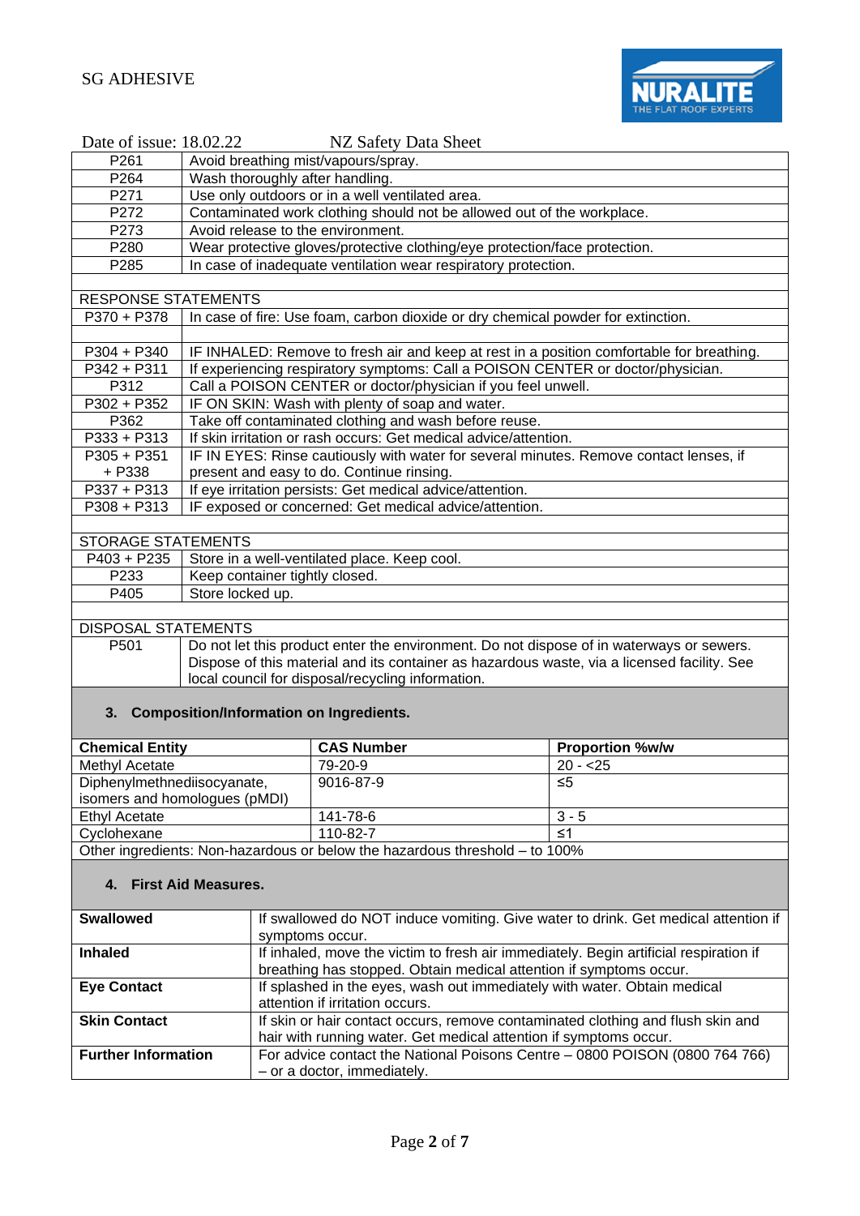| | |
|---|---|
| P261 | Avoid breathing mist/vapours/spray. |
| P264 | Wash thoroughly after handling. |
| P271 | Use only outdoors or in a well ventilated area. |
| P272 | Contaminated work clothing should not be allowed out of the workplace. |
| P273 | Avoid release to the environment. |
| P280 | Wear protective gloves/protective clothing/eye protection/face protection. |
| P285 | In case of inadequate ventilation wear respiratory protection. |

RESPONSE STATEMENTS

| | |
|---|---|
| P370 + P378 | In case of fire: Use foam, carbon dioxide or dry chemical powder for extinction. |
| P304 + P340 | IF INHALED: Remove to fresh air and keep at rest in a position comfortable for breathing. |
| P342 + P311 | If experiencing respiratory symptoms: Call a POISON CENTER or doctor/physician. |
| P312 | Call a POISON CENTER or doctor/physician if you feel unwell. |
| P302 + P352 | IF ON SKIN: Wash with plenty of soap and water. |
| P362 | Take off contaminated clothing and wash before reuse. |
| P333 + P313 | If skin irritation or rash occurs: Get medical advice/attention. |
| P305 + P351 + P338 | IF IN EYES: Rinse cautiously with water for several minutes. Remove contact lenses, if present and easy to do. Continue rinsing. |
| P337 + P313 | If eye irritation persists: Get medical advice/attention. |
| P308 + P313 | IF exposed or concerned: Get medical advice/attention. |

STORAGE STATEMENTS

| | |
|---|---|
| P403 + P235 | Store in a well-ventilated place. Keep cool. |
| P233 | Keep container tightly closed. |
| P405 | Store locked up. |

DISPOSAL STATEMENTS

| | |
|---|---|
| P501 | Do not let this product enter the environment. Do not dispose of in waterways or sewers. Dispose of this material and its container as hazardous waste, via a licensed facility. See local council for disposal/recycling information. |

## 3. Composition/Information on Ingredients.

| Chemical Entity | CAS Number | Proportion %w/w |
|---|---|---|
| Methyl Acetate | 79-20-9 | 20 - <25 |
| Diphenylmethnediisocyanate, isomers and homologues (pMDI) | 9016-87-9 | ≤5 |
| Ethyl Acetate | 141-78-6 | 3 - 5 |
| Cyclohexane | 110-82-7 | ≤1 |
| Other ingredients: Non-hazardous or below the hazardous threshold – to 100% | | |

## 4. First Aid Measures.

| | |
|---|---|
| **Swallowed** | If swallowed do NOT induce vomiting. Give water to drink. Get medical attention if symptoms occur. |
| **Inhaled** | If inhaled, move the victim to fresh air immediately. Begin artificial respiration if breathing has stopped. Obtain medical attention if symptoms occur. |
| **Eye Contact** | If splashed in the eyes, wash out immediately with water. Obtain medical attention if irritation occurs. |
| **Skin Contact** | If skin or hair contact occurs, remove contaminated clothing and flush skin and hair with running water. Get medical attention if symptoms occur. |
| **Further Information** | For advice contact the National Poisons Centre – 0800 POISON (0800 764 766) – or a doctor, immediately. |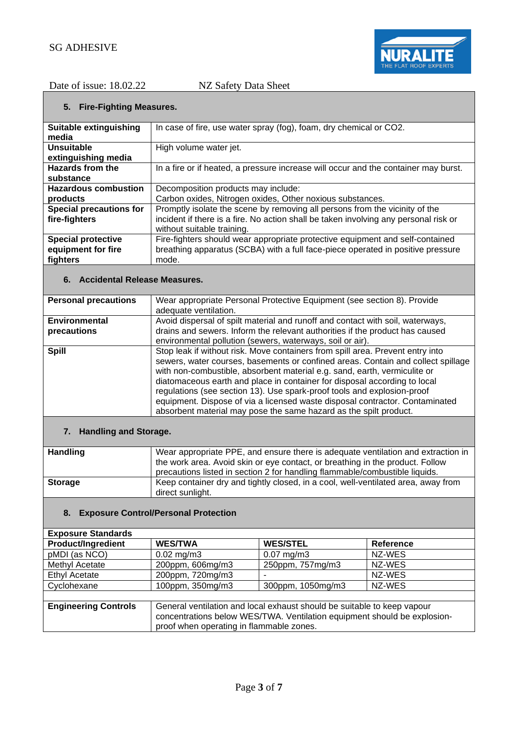## 5. Fire-Fighting Measures.

| | |
|---|---|
| **Suitable extinguishing media** | In case of fire, use water spray (fog), foam, dry chemical or $CO_2$. |
| **Unsuitable extinguishing media** | High volume water jet. |
| **Hazards from the substance** | In a fire or if heated, a pressure increase will occur and the container may burst. |
| **Hazardous combustion products** | Decomposition products may include: Carbon oxides, Nitrogen oxides, Other noxious substances. |
| **Special precautions for fire-fighters** | Promptly isolate the scene by removing all persons from the vicinity of the incident if there is a fire. No action shall be taken involving any personal risk or without suitable training. |
| **Special protective equipment for fire fighters** | Fire-fighters should wear appropriate protective equipment and self-contained breathing apparatus (SCBA) with a full face-piece operated in positive pressure mode. |

## 6. Accidental Release Measures.

| | |
|---|---|
| **Personal precautions** | Wear appropriate Personal Protective Equipment (see section 8). Provide adequate ventilation. |
| **Environmental precautions** | Avoid dispersal of spilt material and runoff and contact with soil, waterways, drains and sewers. Inform the relevant authorities if the product has caused environmental pollution (sewers, waterways, soil or air). |
| **Spill** | Stop leak if without risk. Move containers from spill area. Prevent entry into sewers, water courses, basements or confined areas. Contain and collect spillage with non-combustible, absorbent material e.g. sand, earth, vermiculite or diatomaceous earth and place in container for disposal according to local regulations (see section 13). Use spark-proof tools and explosion-proof equipment. Dispose of via a licensed waste disposal contractor. Contaminated absorbent material may pose the same hazard as the spilt product. |

## 7. Handling and Storage.

| | |
|---|---|
| **Handling** | Wear appropriate PPE, and ensure there is adequate ventilation and extraction in the work area. Avoid skin or eye contact, or breathing in the product. Follow precautions listed in section 2 for handling flammable/combustible liquids. |
| **Storage** | Keep container dry and tightly closed, in a cool, well-ventilated area, away from direct sunlight. |

## 8. Exposure Control/Personal Protection

**Exposure Standards**

| Product/Ingredient | WES/TWA | WES/STEL | Reference |
|---|---|---|---|
| pMDI (as NCO) | 0.02 mg/m3 | 0.07 mg/m3 | NZ-WES |
| Methyl Acetate | 200ppm, 606mg/m3 | 250ppm, 757mg/m3 | NZ-WES |
| Ethyl Acetate | 200ppm, 720mg/m3 | - | NZ-WES |
| Cyclohexane | 100ppm, 350mg/m3 | 300ppm, 1050mg/m3 | NZ-WES |

| | |
|---|---|
| **Engineering Controls** | General ventilation and local exhaust should be suitable to keep vapour concentrations below WES/TWA. Ventilation equipment should be explosion-proof when operating in flammable zones. |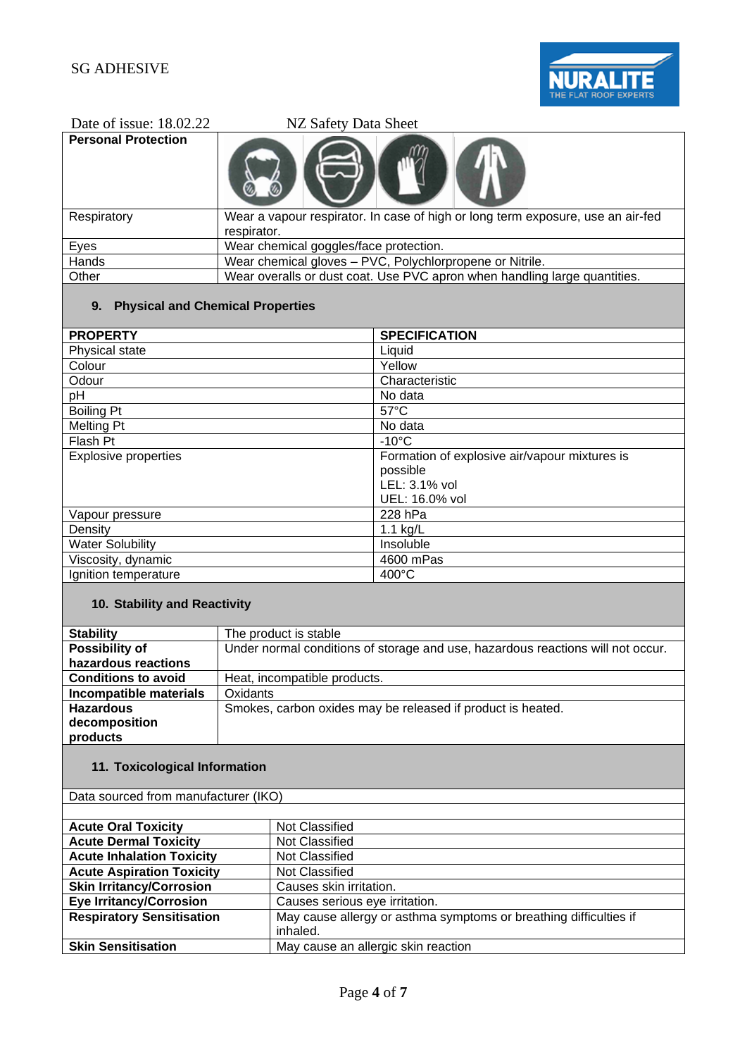| Personal Protection | |
|---|---|
| Respiratory | Wear a vapour respirator. In case of high or long term exposure, use an air-fed respirator. |
| Eyes | Wear chemical goggles/face protection. |
| Hands | Wear chemical gloves – PVC, Polychlorpropene or Nitrile. |
| Other | Wear overalls or dust coat. Use PVC apron when handling large quantities. |

## 9. Physical and Chemical Properties

| PROPERTY | SPECIFICATION |
|---|---|
| Physical state | Liquid |
| Colour | Yellow |
| Odour | Characteristic |
| pH | No data |
| Boiling Pt | 57°C |
| Melting Pt | No data |
| Flash Pt | -10°C |
| Explosive properties | Formation of explosive air/vapour mixtures is possible<br>LEL: 3.1% vol<br>UEL: 16.0% vol |
| Vapour pressure | 228 hPa |
| Density | 1.1 kg/L |
| Water Solubility | Insoluble |
| Viscosity, dynamic | 4600 mPas |
| Ignition temperature | 400°C |

## 10. Stability and Reactivity

| | |
|---|---|
| **Stability** | The product is stable |
| **Possibility of hazardous reactions** | Under normal conditions of storage and use, hazardous reactions will not occur. |
| **Conditions to avoid** | Heat, incompatible products. |
| **Incompatible materials** | Oxidants |
| **Hazardous decomposition products** | Smokes, carbon oxides may be released if product is heated. |

## 11. Toxicological Information

Data sourced from manufacturer (IKO)

| | |
|---|---|
| **Acute Oral Toxicity** | Not Classified |
| **Acute Dermal Toxicity** | Not Classified |
| **Acute Inhalation Toxicity** | Not Classified |
| **Acute Aspiration Toxicity** | Not Classified |
| **Skin Irritancy/Corrosion** | Causes skin irritation. |
| **Eye Irritancy/Corrosion** | Causes serious eye irritation. |
| **Respiratory Sensitisation** | May cause allergy or asthma symptoms or breathing difficulties if inhaled. |
| **Skin Sensitisation** | May cause an allergic skin reaction |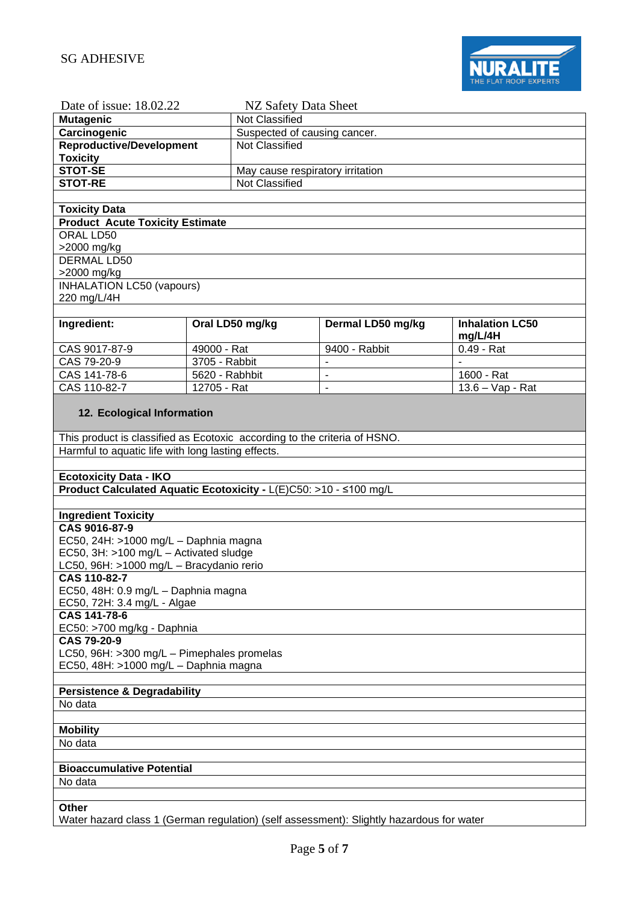| | |
|---|---|
| **Mutagenic** | Not Classified |
| **Carcinogenic** | Suspected of causing cancer. |
| **Reproductive/Development Toxicity** | Not Classified |
| **STOT-SE** | May cause respiratory irritation |
| **STOT-RE** | Not Classified |

**Toxicity Data**

**Product Acute Toxicity Estimate**

ORAL LD50
>2000 mg/kg

DERMAL LD50
>2000 mg/kg

INHALATION LC50 (vapours)
220 mg/L/4H

| Ingredient: | Oral LD50 mg/kg | Dermal LD50 mg/kg | Inhalation LC50 mg/L/4H |
|---|---|---|---|
| CAS 9017-87-9 | 49000 - Rat | 9400 - Rabbit | 0.49 - Rat |
| CAS 79-20-9 | 3705 - Rabbit | - | - |
| CAS 141-78-6 | 5620 - Rabhbit | - | 1600 - Rat |
| CAS 110-82-7 | 12705 - Rat | - | 13.6 – Vap - Rat |

## 12. Ecological Information

This product is classified as Ecotoxic according to the criteria of HSNO.

Harmful to aquatic life with long lasting effects.

**Ecotoxicity Data - IKO**

**Product Calculated Aquatic Ecotoxicity -** L(E)C50: >10 - ≤100 mg/L

**Ingredient Toxicity**

**CAS 9016-87-9**
EC50, 24H: >1000 mg/L – Daphnia magna
EC50, 3H: >100 mg/L – Activated sludge
LC50, 96H: >1000 mg/L – Bracydanio rerio

**CAS 110-82-7**
EC50, 48H: 0.9 mg/L – Daphnia magna
EC50, 72H: 3.4 mg/L - Algae

**CAS 141-78-6**
EC50: >700 mg/kg - Daphnia

**CAS 79-20-9**
LC50, 96H: >300 mg/L – Pimephales promelas
EC50, 48H: >1000 mg/L – Daphnia magna

**Persistence & Degradability**

No data

**Mobility**

No data

**Bioaccumulative Potential**

No data

**Other**

Water hazard class 1 (German regulation) (self assessment): Slightly hazardous for water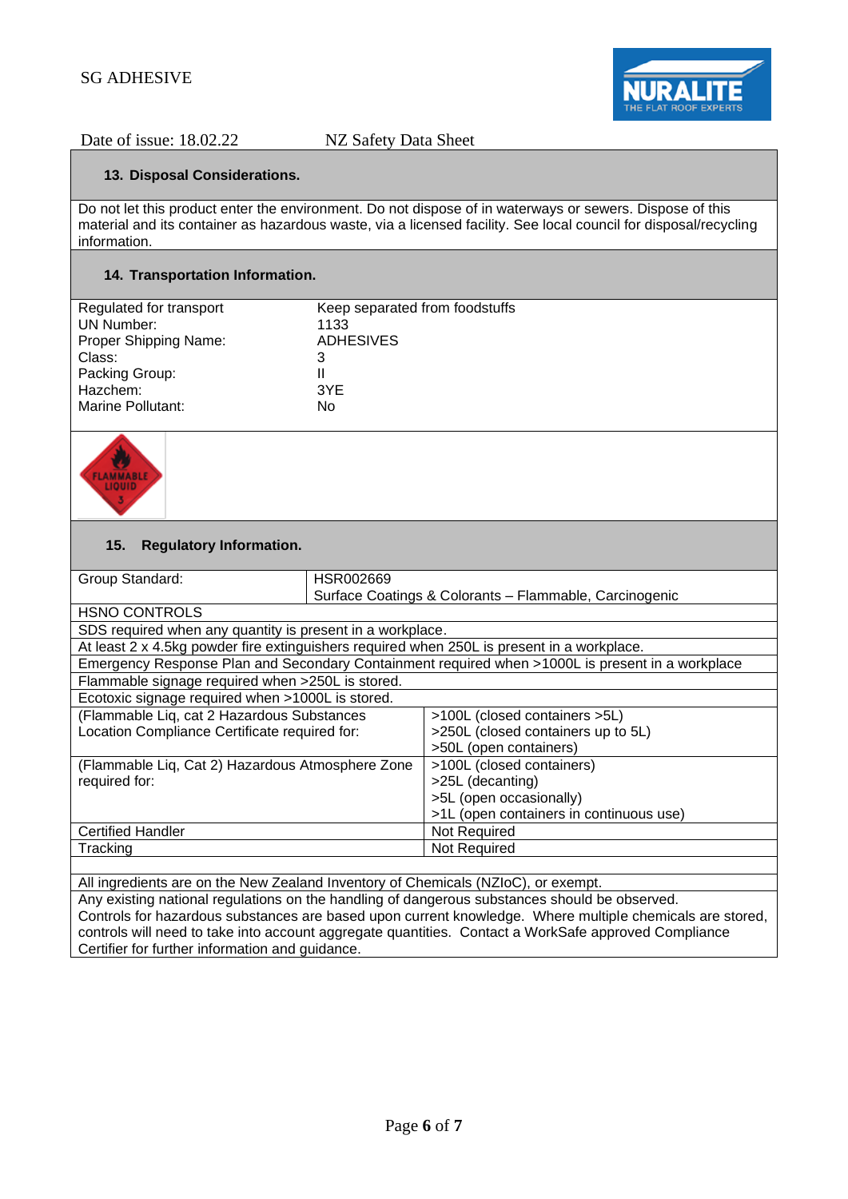SG ADHESIVE

Date of issue: 18.02.22 NZ Safety Data Sheet

## 13. Disposal Considerations.

Do not let this product enter the environment. Do not dispose of in waterways or sewers. Dispose of this material and its container as hazardous waste, via a licensed facility. See local council for disposal/recycling information.

## 14. Transportation Information.

| | |
|---|---|
| Regulated for transport | Keep separated from foodstuffs |
| UN Number: | 1133 |
| Proper Shipping Name: | ADHESIVES |
| Class: | 3 |
| Packing Group: | II |
| Hazchem: | 3YE |
| Marine Pollutant: | No |

## 15. Regulatory Information.

| | |
|---|---|
| Group Standard: | HSR002669<br>Surface Coatings & Colorants – Flammable, Carcinogenic |
| HSNO CONTROLS | |
| SDS required when any quantity is present in a workplace. | |
| At least 2 x 4.5kg powder fire extinguishers required when 250L is present in a workplace. | |
| Emergency Response Plan and Secondary Containment required when >1000L is present in a workplace | |
| Flammable signage required when >250L is stored. | |
| Ecotoxic signage required when >1000L is stored. | |
| (Flammable Liq, cat 2 Hazardous Substances Location Compliance Certificate required for: | >100L (closed containers >5L)<br>>250L (closed containers up to 5L)<br>>50L (open containers) |
| (Flammable Liq, Cat 2) Hazardous Atmosphere Zone required for: | >100L (closed containers)<br>>25L (decanting)<br>>5L (open occasionally)<br>>1L (open containers in continuous use) |
| Certified Handler | Not Required |
| Tracking | Not Required |

All ingredients are on the New Zealand Inventory of Chemicals (NZIoC), or exempt.

Any existing national regulations on the handling of dangerous substances should be observed.
Controls for hazardous substances are based upon current knowledge. Where multiple chemicals are stored, controls will need to take into account aggregate quantities. Contact a WorkSafe approved Compliance Certifier for further information and guidance.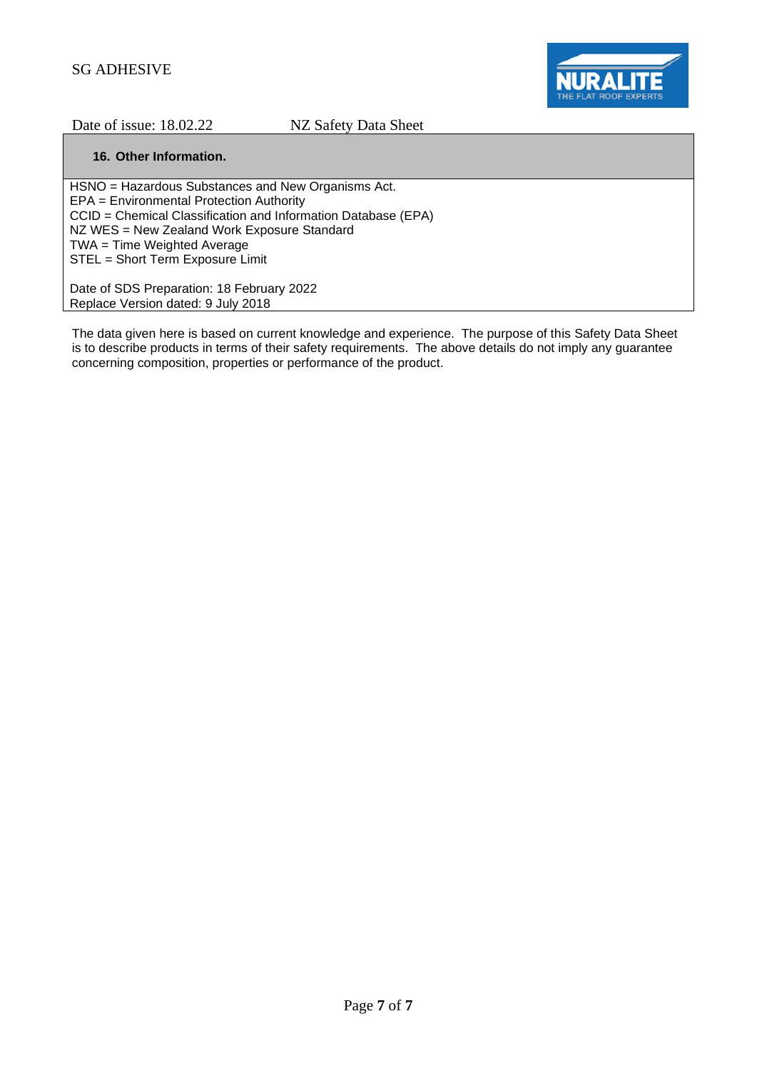## 16. Other Information.

HSNO = Hazardous Substances and New Organisms Act.
EPA = Environmental Protection Authority
CCID = Chemical Classification and Information Database (EPA)
NZ WES = New Zealand Work Exposure Standard
TWA = Time Weighted Average
STEL = Short Term Exposure Limit

Date of SDS Preparation: 18 February 2022
Replace Version dated: 9 July 2018

The data given here is based on current knowledge and experience. The purpose of this Safety Data Sheet is to describe products in terms of their safety requirements. The above details do not imply any guarantee concerning composition, properties or performance of the product.